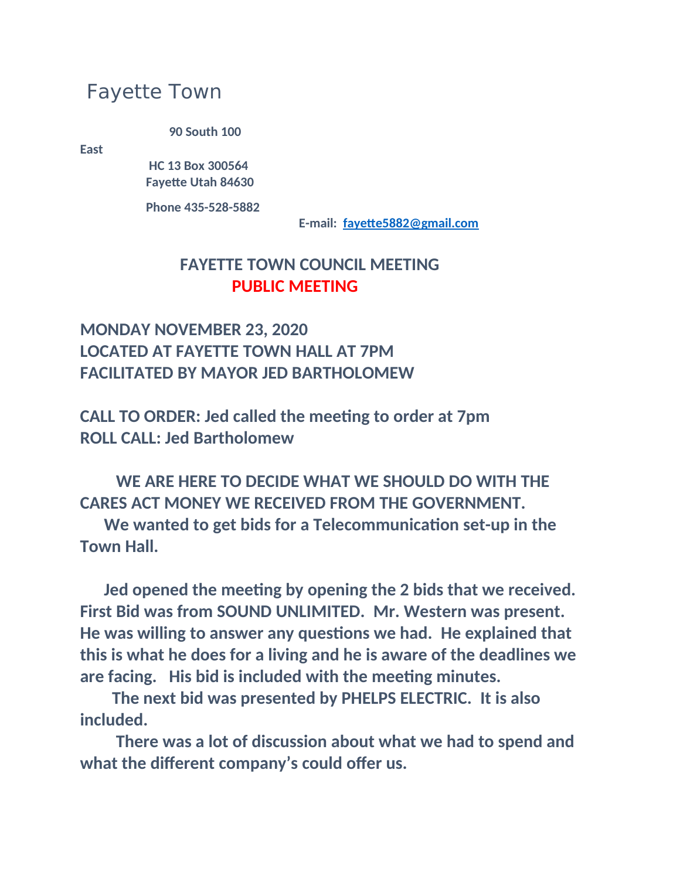# Fayette Town

**90 South 100 East**
**HC 13 Box 300564**
**Fayette Utah 84630**

**Phone 435-528-5882**

**E-mail: fayette5882@gmail.com**

## FAYETTE TOWN COUNCIL MEETING
## PUBLIC MEETING

**MONDAY NOVEMBER 23, 2020**
**LOCATED AT FAYETTE TOWN HALL AT 7PM**
**FACILITATED BY MAYOR JED BARTHOLOMEW**

**CALL TO ORDER: Jed called the meeting to order at 7pm**
**ROLL CALL: Jed Bartholomew**

**WE ARE HERE TO DECIDE WHAT WE SHOULD DO WITH THE CARES ACT MONEY WE RECEIVED FROM THE GOVERNMENT.**

**We wanted to get bids for a Telecommunication set-up in the Town Hall.**

**Jed opened the meeting by opening the 2 bids that we received. First Bid was from SOUND UNLIMITED. Mr. Western was present. He was willing to answer any questions we had. He explained that this is what he does for a living and he is aware of the deadlines we are facing. His bid is included with the meeting minutes.**

**The next bid was presented by PHELPS ELECTRIC. It is also included.**

**There was a lot of discussion about what we had to spend and what the different company's could offer us.**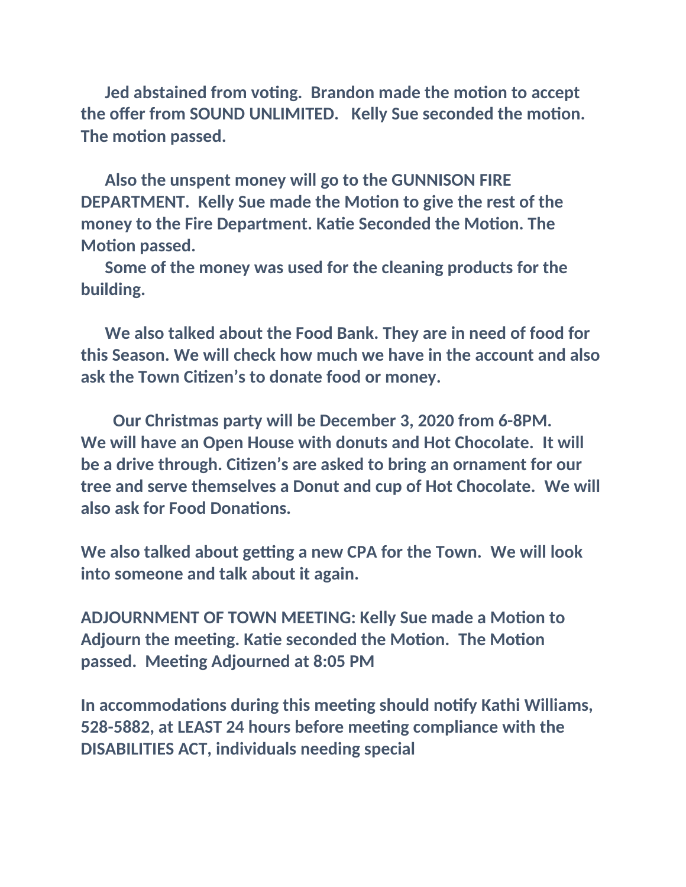**Jed abstained from voting. Brandon made the motion to accept the offer from SOUND UNLIMITED. Kelly Sue seconded the motion. The motion passed.**

**Also the unspent money will go to the GUNNISON FIRE DEPARTMENT. Kelly Sue made the Motion to give the rest of the money to the Fire Department. Katie Seconded the Motion. The Motion passed.**

**Some of the money was used for the cleaning products for the building.**

**We also talked about the Food Bank. They are in need of food for this Season. We will check how much we have in the account and also ask the Town Citizen's to donate food or money.**

**Our Christmas party will be December 3, 2020 from 6-8PM. We will have an Open House with donuts and Hot Chocolate. It will be a drive through. Citizen's are asked to bring an ornament for our tree and serve themselves a Donut and cup of Hot Chocolate. We will also ask for Food Donations.**

**We also talked about getting a new CPA for the Town. We will look into someone and talk about it again.**

**ADJOURNMENT OF TOWN MEETING: Kelly Sue made a Motion to Adjourn the meeting. Katie seconded the Motion. The Motion passed. Meeting Adjourned at 8:05 PM**

**In accommodations during this meeting should notify Kathi Williams, 528-5882, at LEAST 24 hours before meeting compliance with the DISABILITIES ACT, individuals needing special**